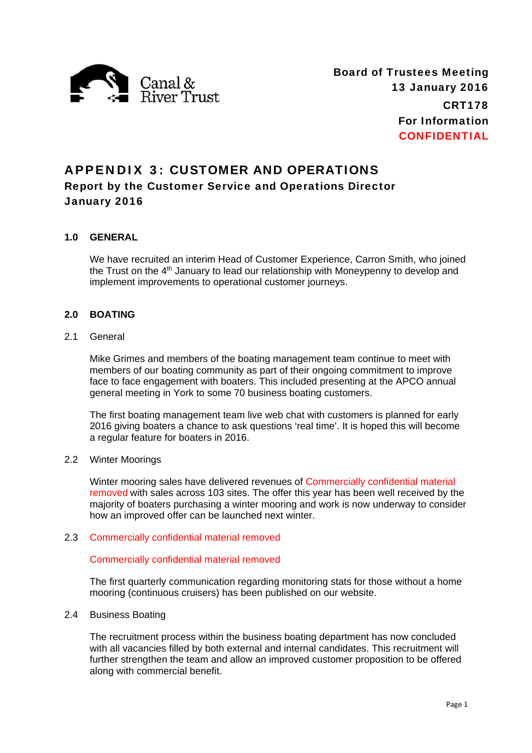Canal & River Trust

**Board of Trustees Meeting**
**13 January 2016**
**CRT178**
**For Information**
**CONFIDENTIAL**

# APPENDIX 3: CUSTOMER AND OPERATIONS

## Report by the Customer Service and Operations Director
## January 2016

### 1.0 GENERAL

We have recruited an interim Head of Customer Experience, Carron Smith, who joined the Trust on the 4th January to lead our relationship with Moneypenny to develop and implement improvements to operational customer journeys.

### 2.0 BOATING

2.1 General

Mike Grimes and members of the boating management team continue to meet with members of our boating community as part of their ongoing commitment to improve face to face engagement with boaters. This included presenting at the APCO annual general meeting in York to some 70 business boating customers.

The first boating management team live web chat with customers is planned for early 2016 giving boaters a chance to ask questions 'real time'. It is hoped this will become a regular feature for boaters in 2016.

2.2 Winter Moorings

Winter mooring sales have delivered revenues of Commercially confidential material removed with sales across 103 sites. The offer this year has been well received by the majority of boaters purchasing a winter mooring and work is now underway to consider how an improved offer can be launched next winter.

2.3 Commercially confidential material removed

Commercially confidential material removed

The first quarterly communication regarding monitoring stats for those without a home mooring (continuous cruisers) has been published on our website.

2.4 Business Boating

The recruitment process within the business boating department has now concluded with all vacancies filled by both external and internal candidates. This recruitment will further strengthen the team and allow an improved customer proposition to be offered along with commercial benefit.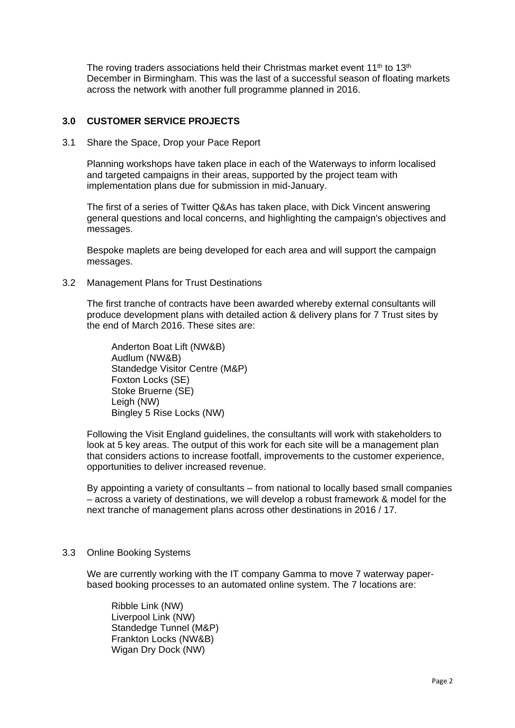The roving traders associations held their Christmas market event 11th to 13th December in Birmingham. This was the last of a successful season of floating markets across the network with another full programme planned in 2016.

## 3.0 CUSTOMER SERVICE PROJECTS

3.1 Share the Space, Drop your Pace Report

Planning workshops have taken place in each of the Waterways to inform localised and targeted campaigns in their areas, supported by the project team with implementation plans due for submission in mid-January.

The first of a series of Twitter Q&As has taken place, with Dick Vincent answering general questions and local concerns, and highlighting the campaign's objectives and messages.

Bespoke maplets are being developed for each area and will support the campaign messages.

3.2 Management Plans for Trust Destinations

The first tranche of contracts have been awarded whereby external consultants will produce development plans with detailed action & delivery plans for 7 Trust sites by the end of March 2016. These sites are:

Anderton Boat Lift (NW&B)
Audlum (NW&B)
Standedge Visitor Centre (M&P)
Foxton Locks (SE)
Stoke Bruerne (SE)
Leigh (NW)
Bingley 5 Rise Locks (NW)

Following the Visit England guidelines, the consultants will work with stakeholders to look at 5 key areas. The output of this work for each site will be a management plan that considers actions to increase footfall, improvements to the customer experience, opportunities to deliver increased revenue.

By appointing a variety of consultants – from national to locally based small companies – across a variety of destinations, we will develop a robust framework & model for the next tranche of management plans across other destinations in 2016 / 17.

3.3 Online Booking Systems

We are currently working with the IT company Gamma to move 7 waterway paper-based booking processes to an automated online system. The 7 locations are:

Ribble Link (NW)
Liverpool Link (NW)
Standedge Tunnel (M&P)
Frankton Locks (NW&B)
Wigan Dry Dock (NW)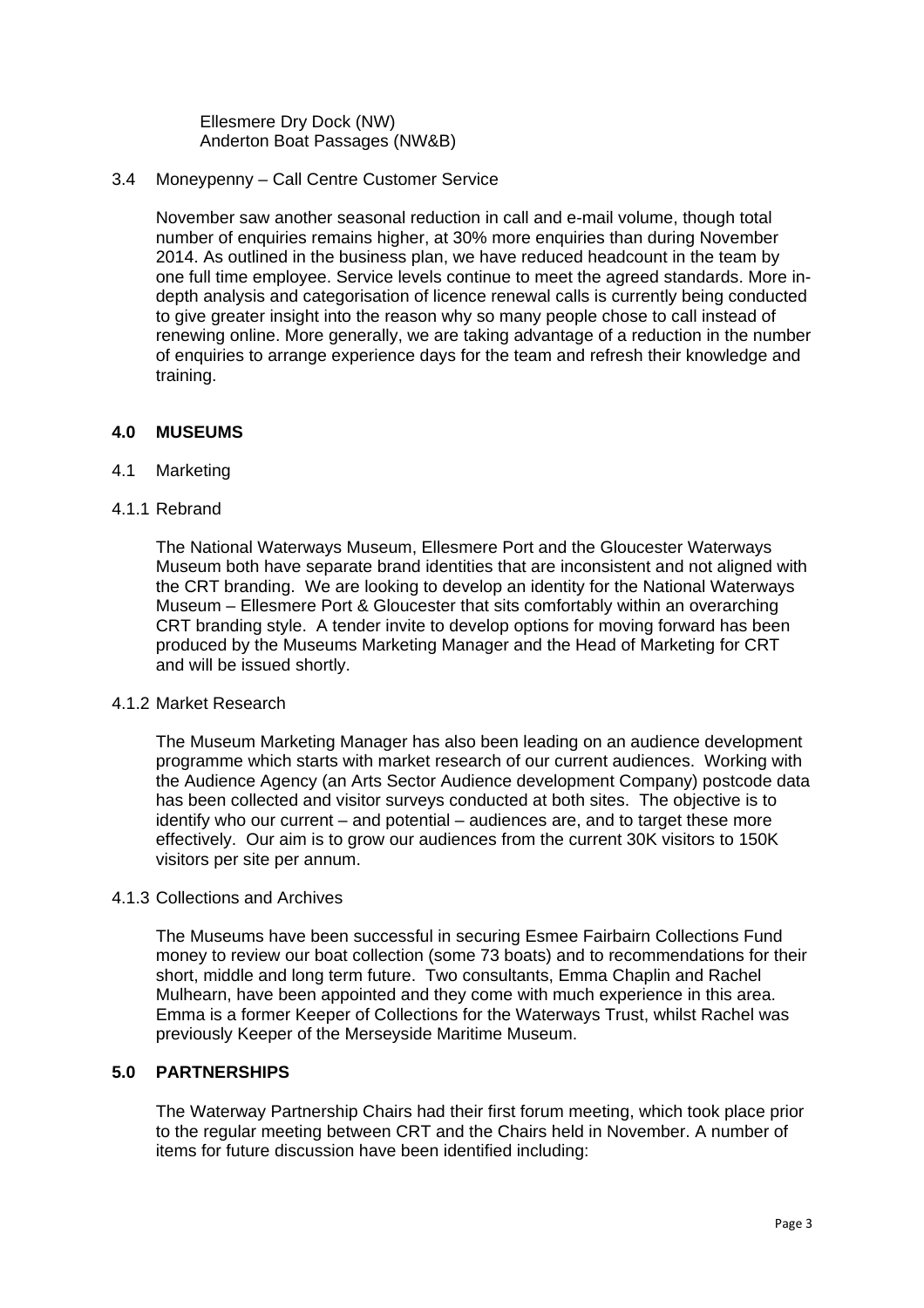Ellesmere Dry Dock (NW)
Anderton Boat Passages (NW&B)

3.4 Moneypenny – Call Centre Customer Service

November saw another seasonal reduction in call and e-mail volume, though total number of enquiries remains higher, at 30% more enquiries than during November 2014. As outlined in the business plan, we have reduced headcount in the team by one full time employee. Service levels continue to meet the agreed standards. More in-depth analysis and categorisation of licence renewal calls is currently being conducted to give greater insight into the reason why so many people chose to call instead of renewing online. More generally, we are taking advantage of a reduction in the number of enquiries to arrange experience days for the team and refresh their knowledge and training.

## 4.0 MUSEUMS

### 4.1 Marketing

#### 4.1.1 Rebrand

The National Waterways Museum, Ellesmere Port and the Gloucester Waterways Museum both have separate brand identities that are inconsistent and not aligned with the CRT branding. We are looking to develop an identity for the National Waterways Museum – Ellesmere Port & Gloucester that sits comfortably within an overarching CRT branding style. A tender invite to develop options for moving forward has been produced by the Museums Marketing Manager and the Head of Marketing for CRT and will be issued shortly.

#### 4.1.2 Market Research

The Museum Marketing Manager has also been leading on an audience development programme which starts with market research of our current audiences. Working with the Audience Agency (an Arts Sector Audience development Company) postcode data has been collected and visitor surveys conducted at both sites. The objective is to identify who our current – and potential – audiences are, and to target these more effectively. Our aim is to grow our audiences from the current 30K visitors to 150K visitors per site per annum.

#### 4.1.3 Collections and Archives

The Museums have been successful in securing Esmee Fairbairn Collections Fund money to review our boat collection (some 73 boats) and to recommendations for their short, middle and long term future. Two consultants, Emma Chaplin and Rachel Mulhearn, have been appointed and they come with much experience in this area. Emma is a former Keeper of Collections for the Waterways Trust, whilst Rachel was previously Keeper of the Merseyside Maritime Museum.

## 5.0 PARTNERSHIPS

The Waterway Partnership Chairs had their first forum meeting, which took place prior to the regular meeting between CRT and the Chairs held in November. A number of items for future discussion have been identified including: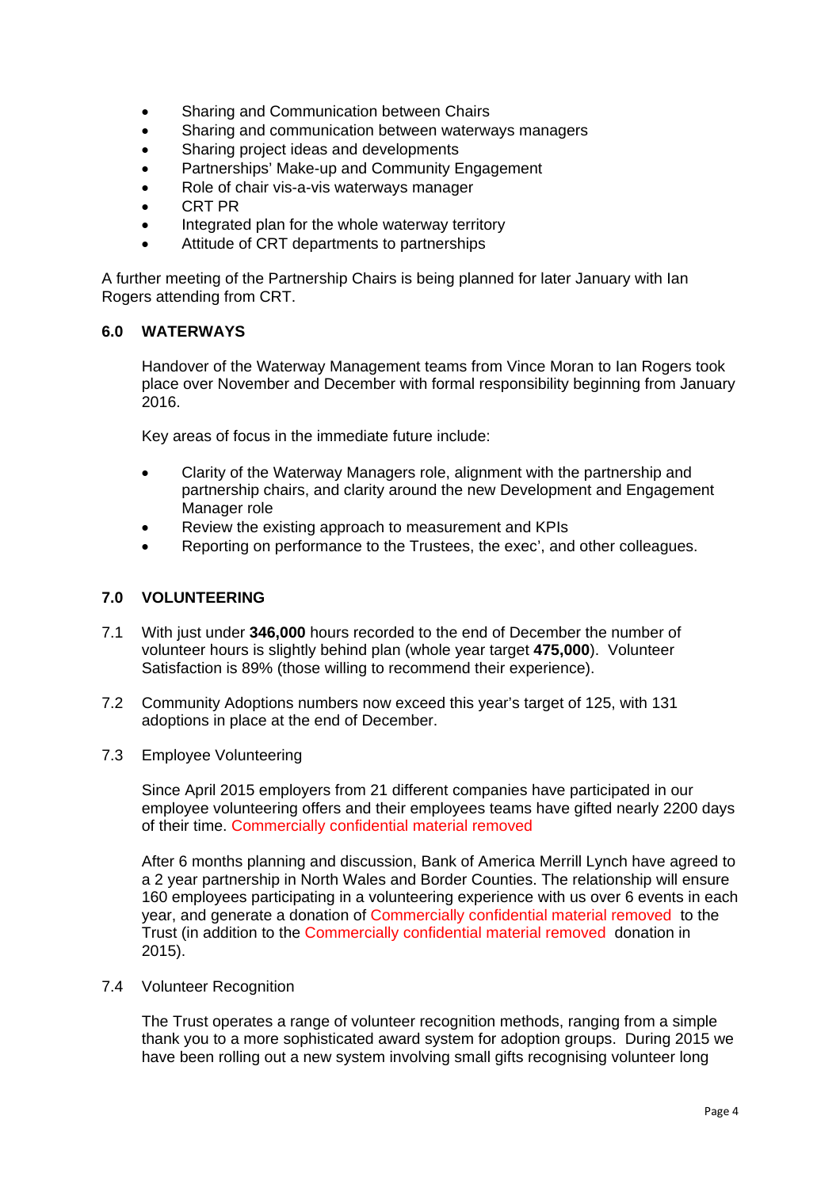- Sharing and Communication between Chairs
- Sharing and communication between waterways managers
- Sharing project ideas and developments
- Partnerships' Make-up and Community Engagement
- Role of chair vis-a-vis waterways manager
- CRT PR
- Integrated plan for the whole waterway territory
- Attitude of CRT departments to partnerships

A further meeting of the Partnership Chairs is being planned for later January with Ian Rogers attending from CRT.

## 6.0 WATERWAYS

Handover of the Waterway Management teams from Vince Moran to Ian Rogers took place over November and December with formal responsibility beginning from January 2016.

Key areas of focus in the immediate future include:

- Clarity of the Waterway Managers role, alignment with the partnership and partnership chairs, and clarity around the new Development and Engagement Manager role
- Review the existing approach to measurement and KPIs
- Reporting on performance to the Trustees, the exec', and other colleagues.

## 7.0 VOLUNTEERING

7.1 With just under **346,000** hours recorded to the end of December the number of volunteer hours is slightly behind plan (whole year target **475,000**). Volunteer Satisfaction is 89% (those willing to recommend their experience).

7.2 Community Adoptions numbers now exceed this year's target of 125, with 131 adoptions in place at the end of December.

7.3 Employee Volunteering

Since April 2015 employers from 21 different companies have participated in our employee volunteering offers and their employees teams have gifted nearly 2200 days of their time. Commercially confidential material removed

After 6 months planning and discussion, Bank of America Merrill Lynch have agreed to a 2 year partnership in North Wales and Border Counties. The relationship will ensure 160 employees participating in a volunteering experience with us over 6 events in each year, and generate a donation of Commercially confidential material removed to the Trust (in addition to the Commercially confidential material removed donation in 2015).

7.4 Volunteer Recognition

The Trust operates a range of volunteer recognition methods, ranging from a simple thank you to a more sophisticated award system for adoption groups. During 2015 we have been rolling out a new system involving small gifts recognising volunteer long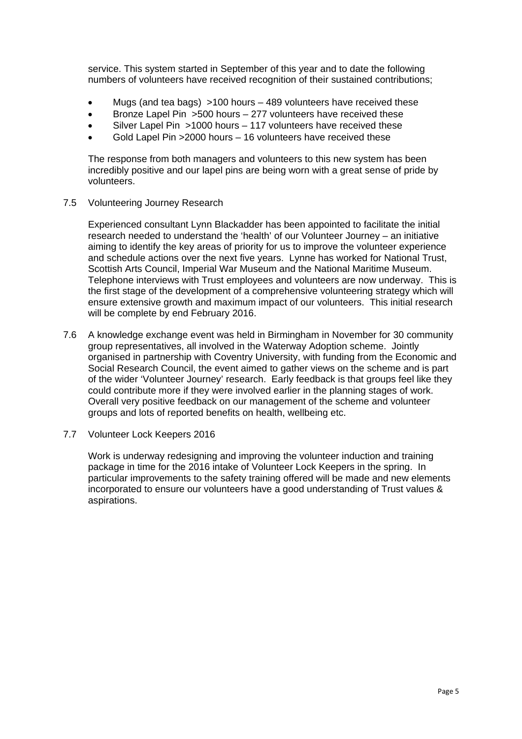service. This system started in September of this year and to date the following numbers of volunteers have received recognition of their sustained contributions;

- Mugs (and tea bags) >100 hours – 489 volunteers have received these
- Bronze Lapel Pin >500 hours – 277 volunteers have received these
- Silver Lapel Pin >1000 hours – 117 volunteers have received these
- Gold Lapel Pin >2000 hours – 16 volunteers have received these

The response from both managers and volunteers to this new system has been incredibly positive and our lapel pins are being worn with a great sense of pride by volunteers.

7.5 Volunteering Journey Research

Experienced consultant Lynn Blackadder has been appointed to facilitate the initial research needed to understand the 'health' of our Volunteer Journey – an initiative aiming to identify the key areas of priority for us to improve the volunteer experience and schedule actions over the next five years. Lynne has worked for National Trust, Scottish Arts Council, Imperial War Museum and the National Maritime Museum. Telephone interviews with Trust employees and volunteers are now underway. This is the first stage of the development of a comprehensive volunteering strategy which will ensure extensive growth and maximum impact of our volunteers. This initial research will be complete by end February 2016.

7.6 A knowledge exchange event was held in Birmingham in November for 30 community group representatives, all involved in the Waterway Adoption scheme. Jointly organised in partnership with Coventry University, with funding from the Economic and Social Research Council, the event aimed to gather views on the scheme and is part of the wider 'Volunteer Journey' research. Early feedback is that groups feel like they could contribute more if they were involved earlier in the planning stages of work. Overall very positive feedback on our management of the scheme and volunteer groups and lots of reported benefits on health, wellbeing etc.

7.7 Volunteer Lock Keepers 2016

Work is underway redesigning and improving the volunteer induction and training package in time for the 2016 intake of Volunteer Lock Keepers in the spring. In particular improvements to the safety training offered will be made and new elements incorporated to ensure our volunteers have a good understanding of Trust values & aspirations.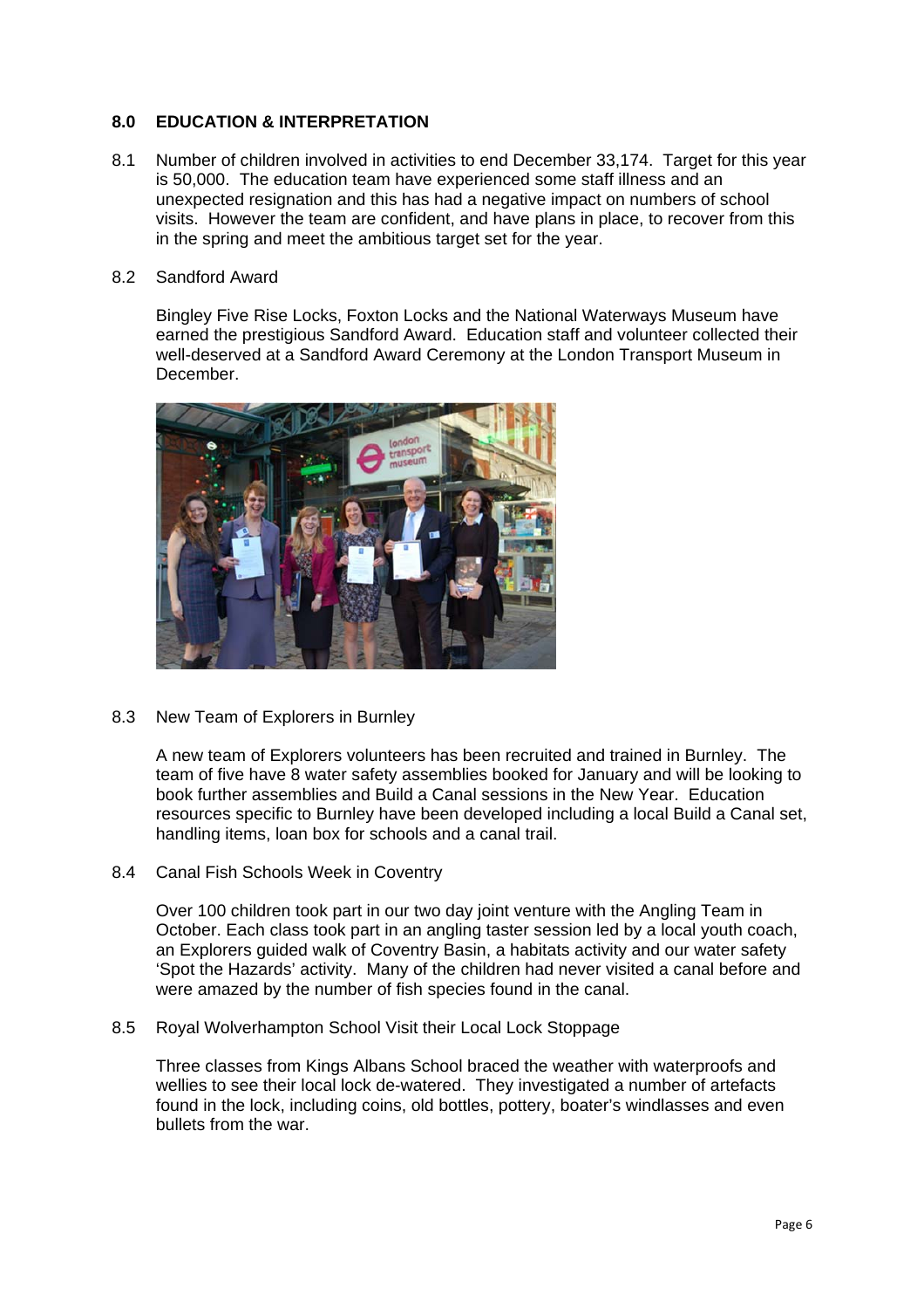## 8.0 EDUCATION & INTERPRETATION

8.1 Number of children involved in activities to end December 33,174. Target for this year is 50,000. The education team have experienced some staff illness and an unexpected resignation and this has had a negative impact on numbers of school visits. However the team are confident, and have plans in place, to recover from this in the spring and meet the ambitious target set for the year.

8.2 Sandford Award

Bingley Five Rise Locks, Foxton Locks and the National Waterways Museum have earned the prestigious Sandford Award. Education staff and volunteer collected their well-deserved at a Sandford Award Ceremony at the London Transport Museum in December.

8.3 New Team of Explorers in Burnley

A new team of Explorers volunteers has been recruited and trained in Burnley. The team of five have 8 water safety assemblies booked for January and will be looking to book further assemblies and Build a Canal sessions in the New Year. Education resources specific to Burnley have been developed including a local Build a Canal set, handling items, loan box for schools and a canal trail.

8.4 Canal Fish Schools Week in Coventry

Over 100 children took part in our two day joint venture with the Angling Team in October. Each class took part in an angling taster session led by a local youth coach, an Explorers guided walk of Coventry Basin, a habitats activity and our water safety 'Spot the Hazards' activity. Many of the children had never visited a canal before and were amazed by the number of fish species found in the canal.

8.5 Royal Wolverhampton School Visit their Local Lock Stoppage

Three classes from Kings Albans School braced the weather with waterproofs and wellies to see their local lock de-watered. They investigated a number of artefacts found in the lock, including coins, old bottles, pottery, boater's windlasses and even bullets from the war.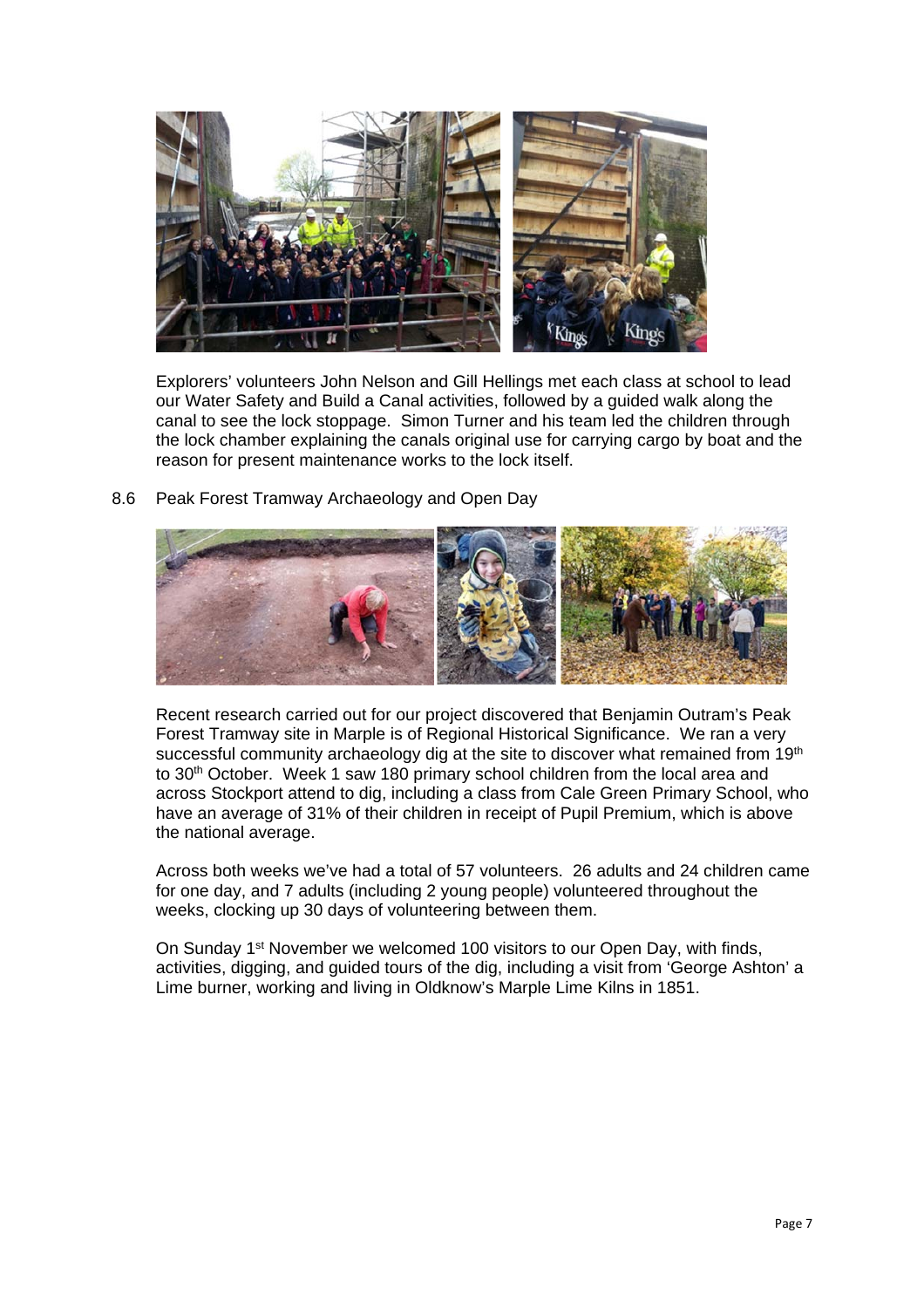Explorers' volunteers John Nelson and Gill Hellings met each class at school to lead our Water Safety and Build a Canal activities, followed by a guided walk along the canal to see the lock stoppage. Simon Turner and his team led the children through the lock chamber explaining the canals original use for carrying cargo by boat and the reason for present maintenance works to the lock itself.

8.6 Peak Forest Tramway Archaeology and Open Day

Recent research carried out for our project discovered that Benjamin Outram's Peak Forest Tramway site in Marple is of Regional Historical Significance. We ran a very successful community archaeology dig at the site to discover what remained from 19th to 30th October. Week 1 saw 180 primary school children from the local area and across Stockport attend to dig, including a class from Cale Green Primary School, who have an average of 31% of their children in receipt of Pupil Premium, which is above the national average.

Across both weeks we've had a total of 57 volunteers. 26 adults and 24 children came for one day, and 7 adults (including 2 young people) volunteered throughout the weeks, clocking up 30 days of volunteering between them.

On Sunday 1st November we welcomed 100 visitors to our Open Day, with finds, activities, digging, and guided tours of the dig, including a visit from 'George Ashton' a Lime burner, working and living in Oldknow's Marple Lime Kilns in 1851.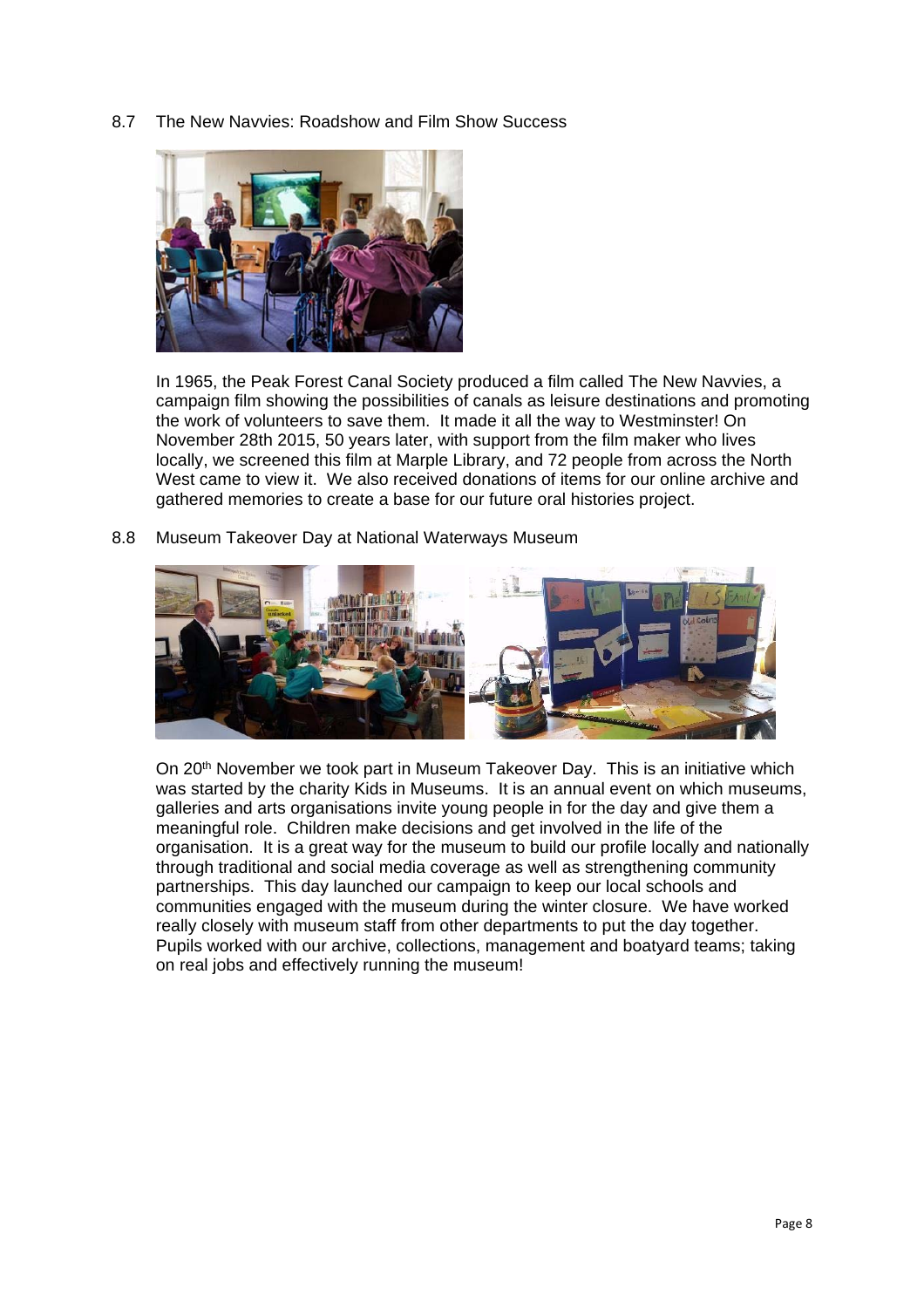8.7 The New Navvies: Roadshow and Film Show Success

In 1965, the Peak Forest Canal Society produced a film called The New Navvies, a campaign film showing the possibilities of canals as leisure destinations and promoting the work of volunteers to save them. It made it all the way to Westminster! On November 28th 2015, 50 years later, with support from the film maker who lives locally, we screened this film at Marple Library, and 72 people from across the North West came to view it. We also received donations of items for our online archive and gathered memories to create a base for our future oral histories project.

8.8 Museum Takeover Day at National Waterways Museum

On 20th November we took part in Museum Takeover Day. This is an initiative which was started by the charity Kids in Museums. It is an annual event on which museums, galleries and arts organisations invite young people in for the day and give them a meaningful role. Children make decisions and get involved in the life of the organisation. It is a great way for the museum to build our profile locally and nationally through traditional and social media coverage as well as strengthening community partnerships. This day launched our campaign to keep our local schools and communities engaged with the museum during the winter closure. We have worked really closely with museum staff from other departments to put the day together. Pupils worked with our archive, collections, management and boatyard teams; taking on real jobs and effectively running the museum!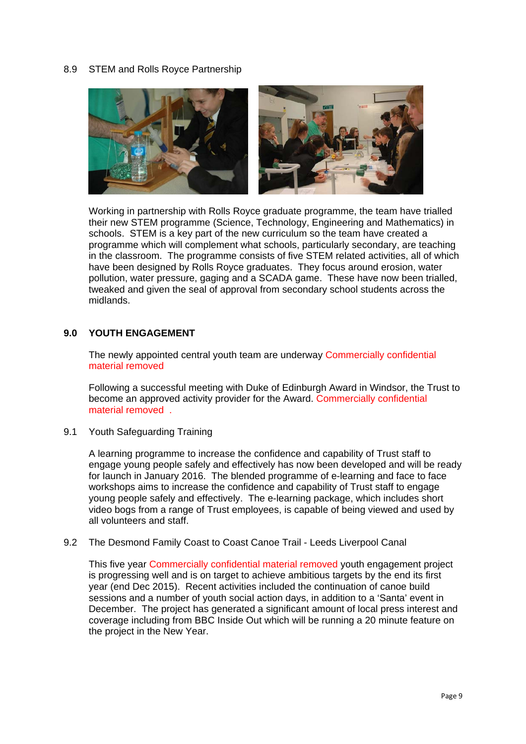8.9 STEM and Rolls Royce Partnership

Working in partnership with Rolls Royce graduate programme, the team have trialled their new STEM programme (Science, Technology, Engineering and Mathematics) in schools. STEM is a key part of the new curriculum so the team have created a programme which will complement what schools, particularly secondary, are teaching in the classroom. The programme consists of five STEM related activities, all of which have been designed by Rolls Royce graduates. They focus around erosion, water pollution, water pressure, gaging and a SCADA game. These have now been trialled, tweaked and given the seal of approval from secondary school students across the midlands.

## 9.0 YOUTH ENGAGEMENT

The newly appointed central youth team are underway Commercially confidential material removed

Following a successful meeting with Duke of Edinburgh Award in Windsor, the Trust to become an approved activity provider for the Award. Commercially confidential material removed .

9.1 Youth Safeguarding Training

A learning programme to increase the confidence and capability of Trust staff to engage young people safely and effectively has now been developed and will be ready for launch in January 2016. The blended programme of e-learning and face to face workshops aims to increase the confidence and capability of Trust staff to engage young people safely and effectively. The e-learning package, which includes short video bogs from a range of Trust employees, is capable of being viewed and used by all volunteers and staff.

9.2 The Desmond Family Coast to Coast Canoe Trail - Leeds Liverpool Canal

This five year Commercially confidential material removed youth engagement project is progressing well and is on target to achieve ambitious targets by the end its first year (end Dec 2015). Recent activities included the continuation of canoe build sessions and a number of youth social action days, in addition to a 'Santa' event in December. The project has generated a significant amount of local press interest and coverage including from BBC Inside Out which will be running a 20 minute feature on the project in the New Year.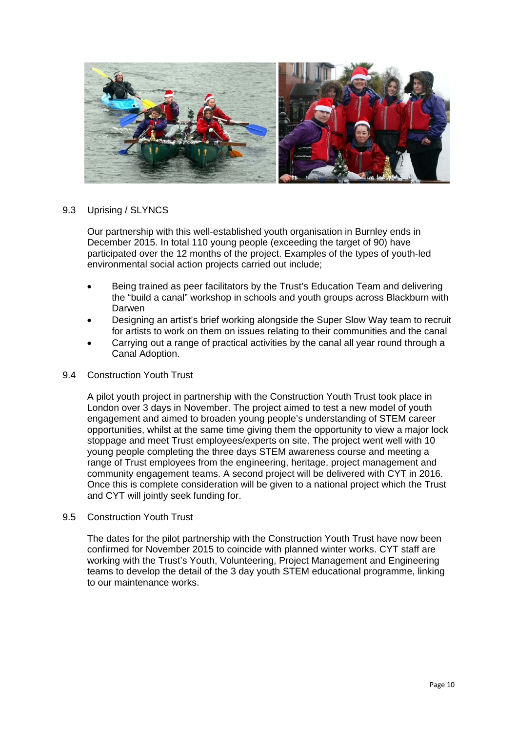## 9.3 Uprising / SLYNCS

Our partnership with this well-established youth organisation in Burnley ends in December 2015. In total 110 young people (exceeding the target of 90) have participated over the 12 months of the project. Examples of the types of youth-led environmental social action projects carried out include;

- Being trained as peer facilitators by the Trust's Education Team and delivering the "build a canal" workshop in schools and youth groups across Blackburn with Darwen
- Designing an artist's brief working alongside the Super Slow Way team to recruit for artists to work on them on issues relating to their communities and the canal
- Carrying out a range of practical activities by the canal all year round through a Canal Adoption.

## 9.4 Construction Youth Trust

A pilot youth project in partnership with the Construction Youth Trust took place in London over 3 days in November. The project aimed to test a new model of youth engagement and aimed to broaden young people's understanding of STEM career opportunities, whilst at the same time giving them the opportunity to view a major lock stoppage and meet Trust employees/experts on site. The project went well with 10 young people completing the three days STEM awareness course and meeting a range of Trust employees from the engineering, heritage, project management and community engagement teams. A second project will be delivered with CYT in 2016. Once this is complete consideration will be given to a national project which the Trust and CYT will jointly seek funding for.

## 9.5 Construction Youth Trust

The dates for the pilot partnership with the Construction Youth Trust have now been confirmed for November 2015 to coincide with planned winter works. CYT staff are working with the Trust's Youth, Volunteering, Project Management and Engineering teams to develop the detail of the 3 day youth STEM educational programme, linking to our maintenance works.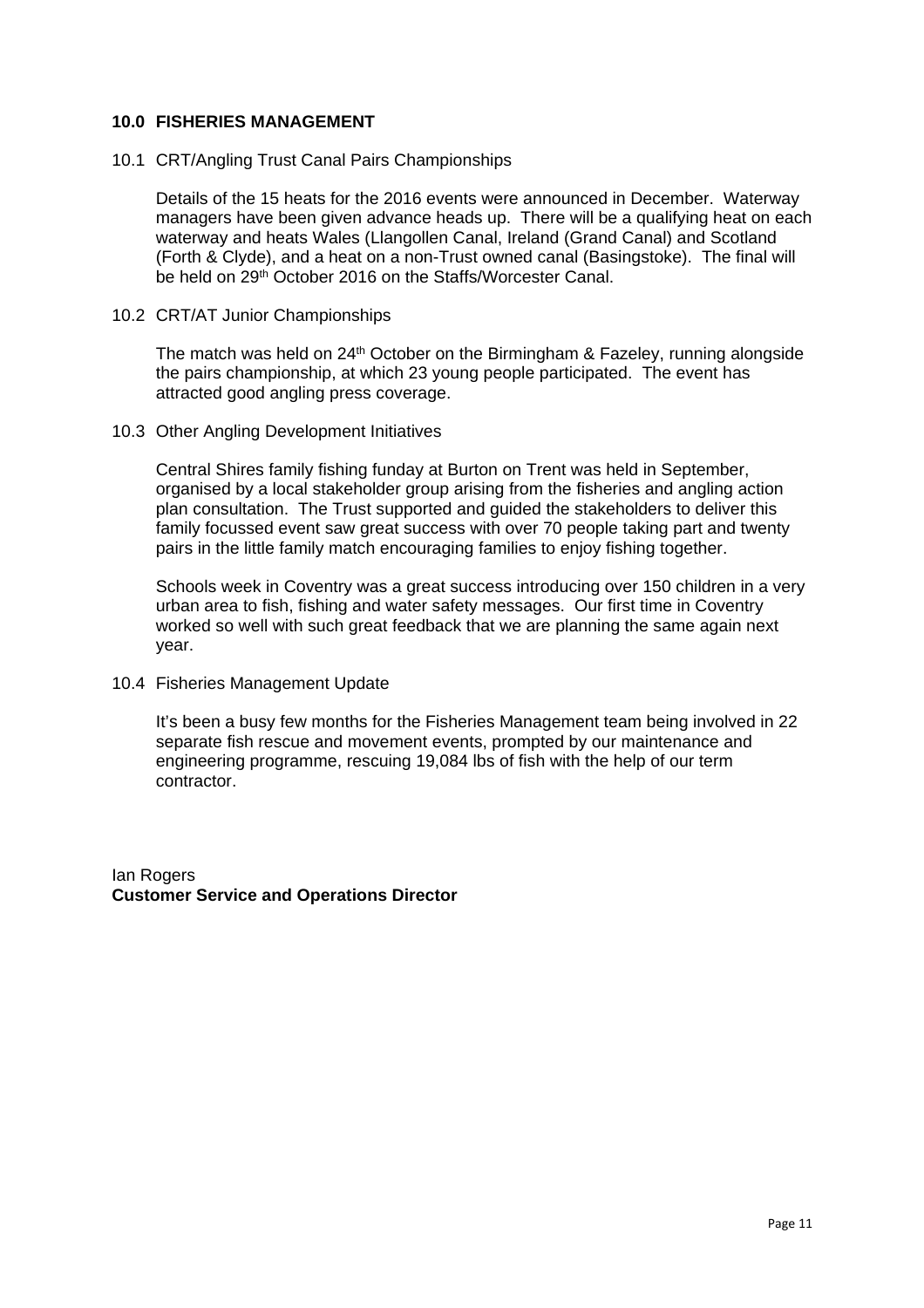## 10.0 FISHERIES MANAGEMENT

### 10.1 CRT/Angling Trust Canal Pairs Championships

Details of the 15 heats for the 2016 events were announced in December. Waterway managers have been given advance heads up. There will be a qualifying heat on each waterway and heats Wales (Llangollen Canal, Ireland (Grand Canal) and Scotland (Forth & Clyde), and a heat on a non-Trust owned canal (Basingstoke). The final will be held on 29th October 2016 on the Staffs/Worcester Canal.

### 10.2 CRT/AT Junior Championships

The match was held on 24th October on the Birmingham & Fazeley, running alongside the pairs championship, at which 23 young people participated. The event has attracted good angling press coverage.

### 10.3 Other Angling Development Initiatives

Central Shires family fishing funday at Burton on Trent was held in September, organised by a local stakeholder group arising from the fisheries and angling action plan consultation. The Trust supported and guided the stakeholders to deliver this family focussed event saw great success with over 70 people taking part and twenty pairs in the little family match encouraging families to enjoy fishing together.

Schools week in Coventry was a great success introducing over 150 children in a very urban area to fish, fishing and water safety messages. Our first time in Coventry worked so well with such great feedback that we are planning the same again next year.

### 10.4 Fisheries Management Update

It's been a busy few months for the Fisheries Management team being involved in 22 separate fish rescue and movement events, prompted by our maintenance and engineering programme, rescuing 19,084 lbs of fish with the help of our term contractor.

Ian Rogers
**Customer Service and Operations Director**